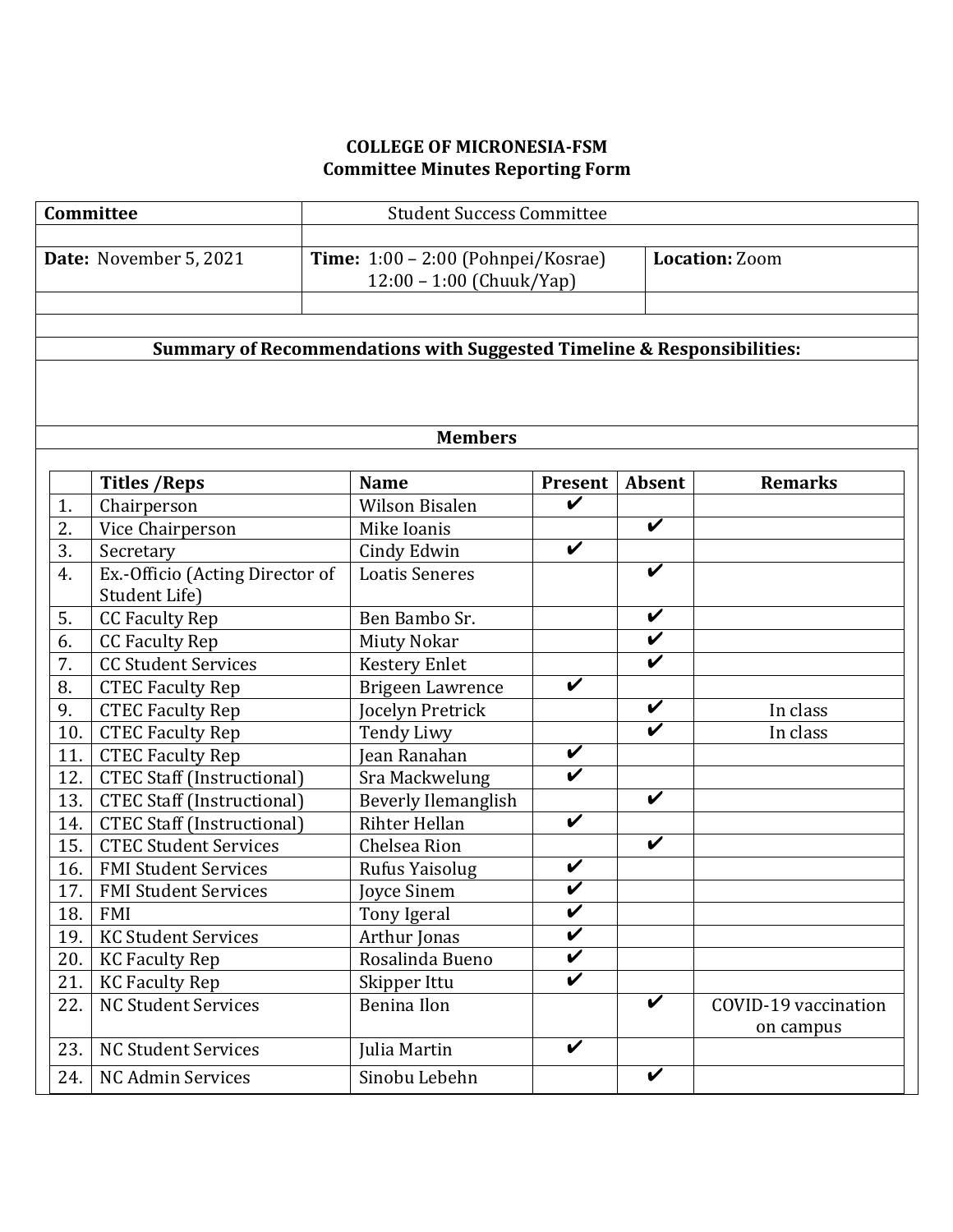**COLLEGE OF MICRONESIA-FSM**
**Committee Minutes Reporting Form**

| **Committee** | Student Success Committee | |
|---|---|---|
| | | |
| **Date:** November 5, 2021 | **Time:** 1:00 – 2:00 (Pohnpei/Kosrae) 12:00 – 1:00 (Chuuk/Yap) | **Location:** Zoom |

**Summary of Recommendations with Suggested Timeline & Responsibilities:**

**Members**

| | Titles /Reps | Name | Present | Absent | Remarks |
|---|---|---|---|---|---|
| 1. | Chairperson | Wilson Bisalen | ✔ | | |
| 2. | Vice Chairperson | Mike Ioanis | | ✔ | |
| 3. | Secretary | Cindy Edwin | ✔ | | |
| 4. | Ex.-Officio (Acting Director of Student Life) | Loatis Seneres | | ✔ | |
| 5. | CC Faculty Rep | Ben Bambo Sr. | | ✔ | |
| 6. | CC Faculty Rep | Miuty Nokar | | ✔ | |
| 7. | CC Student Services | Kestery Enlet | | ✔ | |
| 8. | CTEC Faculty Rep | Brigeen Lawrence | ✔ | | |
| 9. | CTEC Faculty Rep | Jocelyn Pretrick | | ✔ | In class |
| 10. | CTEC Faculty Rep | Tendy Liwy | | ✔ | In class |
| 11. | CTEC Faculty Rep | Jean Ranahan | ✔ | | |
| 12. | CTEC Staff (Instructional) | Sra Mackwelung | ✔ | | |
| 13. | CTEC Staff (Instructional) | Beverly Ilemanglish | | ✔ | |
| 14. | CTEC Staff (Instructional) | Rihter Hellan | ✔ | | |
| 15. | CTEC Student Services | Chelsea Rion | | ✔ | |
| 16. | FMI Student Services | Rufus Yaisolug | ✔ | | |
| 17. | FMI Student Services | Joyce Sinem | ✔ | | |
| 18. | FMI | Tony Igeral | ✔ | | |
| 19. | KC Student Services | Arthur Jonas | ✔ | | |
| 20. | KC Faculty Rep | Rosalinda Bueno | ✔ | | |
| 21. | KC Faculty Rep | Skipper Ittu | ✔ | | |
| 22. | NC Student Services | Benina Ilon | | ✔ | COVID-19 vaccination on campus |
| 23. | NC Student Services | Julia Martin | ✔ | | |
| 24. | NC Admin Services | Sinobu Lebehn | | ✔ | |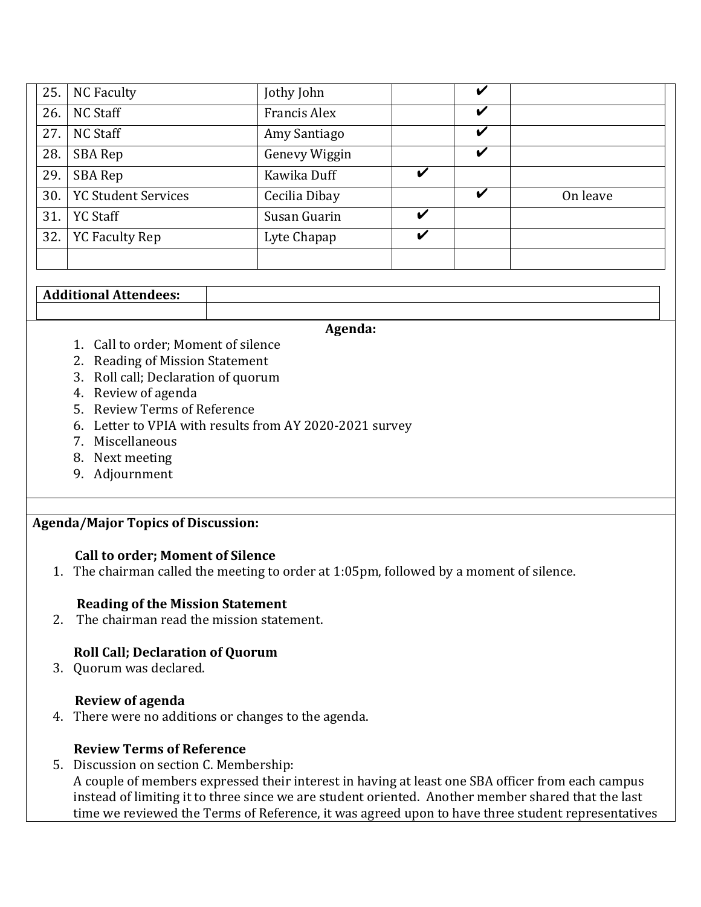| | | | | | |
|---|---|---|---|---|---|
| 25. | NC Faculty | Jothy John | | ✔ | |
| 26. | NC Staff | Francis Alex | | ✔ | |
| 27. | NC Staff | Amy Santiago | | ✔ | |
| 28. | SBA Rep | Genevy Wiggin | | ✔ | |
| 29. | SBA Rep | Kawika Duff | ✔ | | |
| 30. | YC Student Services | Cecilia Dibay | | ✔ | On leave |
| 31. | YC Staff | Susan Guarin | ✔ | | |
| 32. | YC Faculty Rep | Lyte Chapap | ✔ | | |
| | | | | | |

| **Additional Attendees:** | |
|---|---|
| | |

**Agenda:**

1. Call to order; Moment of silence
2. Reading of Mission Statement
3. Roll call; Declaration of quorum
4. Review of agenda
5. Review Terms of Reference
6. Letter to VPIA with results from AY 2020-2021 survey
7. Miscellaneous
8. Next meeting
9. Adjournment

**Agenda/Major Topics of Discussion:**

**Call to order; Moment of Silence**

1. The chairman called the meeting to order at 1:05pm, followed by a moment of silence.

**Reading of the Mission Statement**

2. The chairman read the mission statement.

**Roll Call; Declaration of Quorum**

3. Quorum was declared.

**Review of agenda**

4. There were no additions or changes to the agenda.

**Review Terms of Reference**

5. Discussion on section C. Membership:
   A couple of members expressed their interest in having at least one SBA officer from each campus instead of limiting it to three since we are student oriented. Another member shared that the last time we reviewed the Terms of Reference, it was agreed upon to have three student representatives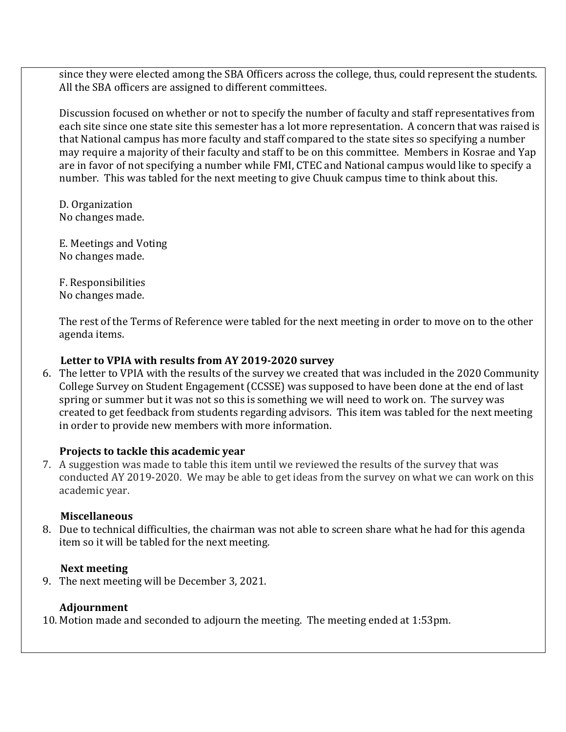since they were elected among the SBA Officers across the college, thus, could represent the students. All the SBA officers are assigned to different committees.

Discussion focused on whether or not to specify the number of faculty and staff representatives from each site since one state site this semester has a lot more representation. A concern that was raised is that National campus has more faculty and staff compared to the state sites so specifying a number may require a majority of their faculty and staff to be on this committee. Members in Kosrae and Yap are in favor of not specifying a number while FMI, CTEC and National campus would like to specify a number. This was tabled for the next meeting to give Chuuk campus time to think about this.

D. Organization
No changes made.

E. Meetings and Voting
No changes made.

F. Responsibilities
No changes made.

The rest of the Terms of Reference were tabled for the next meeting in order to move on to the other agenda items.

**Letter to VPIA with results from AY 2019-2020 survey**

6. The letter to VPIA with the results of the survey we created that was included in the 2020 Community College Survey on Student Engagement (CCSSE) was supposed to have been done at the end of last spring or summer but it was not so this is something we will need to work on. The survey was created to get feedback from students regarding advisors. This item was tabled for the next meeting in order to provide new members with more information.

**Projects to tackle this academic year**

7. A suggestion was made to table this item until we reviewed the results of the survey that was conducted AY 2019-2020. We may be able to get ideas from the survey on what we can work on this academic year.

**Miscellaneous**

8. Due to technical difficulties, the chairman was not able to screen share what he had for this agenda item so it will be tabled for the next meeting.

**Next meeting**

9. The next meeting will be December 3, 2021.

**Adjournment**

10. Motion made and seconded to adjourn the meeting. The meeting ended at 1:53pm.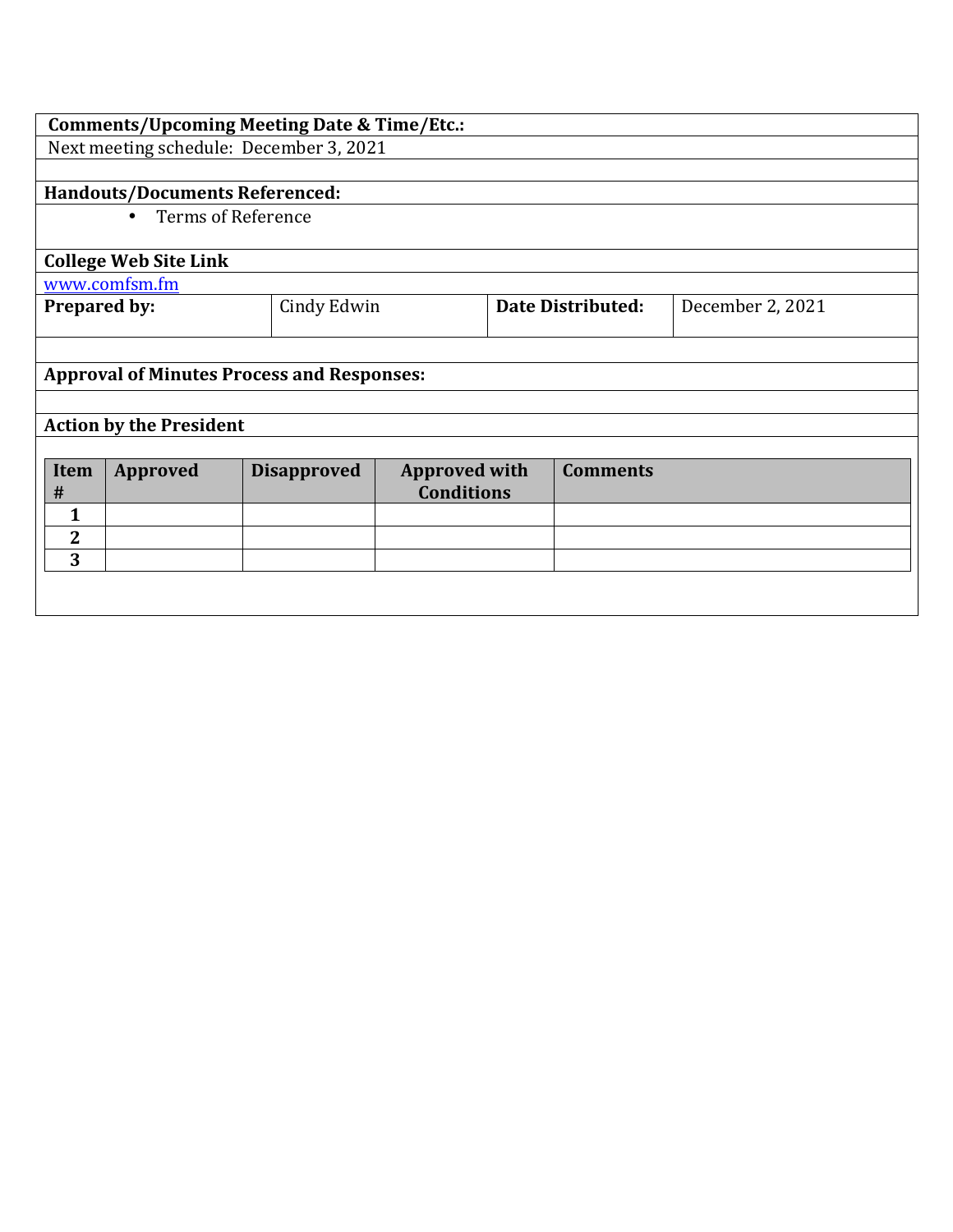**Comments/Upcoming Meeting Date & Time/Etc.:**

Next meeting schedule: December 3, 2021

**Handouts/Documents Referenced:**

- Terms of Reference

**College Web Site Link**

[www.comfsm.fm](http://www.comfsm.fm)

| | | | |
|---|---|---|---|
| **Prepared by:** | Cindy Edwin | **Date Distributed:** | December 2, 2021 |

**Approval of Minutes Process and Responses:**

**Action by the President**

| Item # | Approved | Disapproved | Approved with Conditions | Comments |
|---|---|---|---|---|
| **1** | | | | |
| **2** | | | | |
| **3** | | | | |